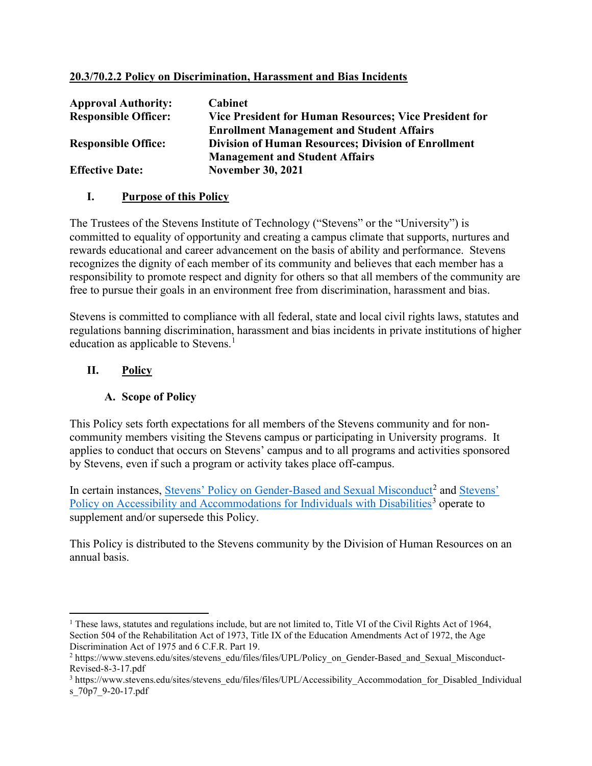# 20.3/70.2.2 Policy on Discrimination, Harassment and Bias Incidents

| | |
|---|---|
| **Approval Authority:** | **Cabinet** |
| **Responsible Officer:** | **Vice President for Human Resources; Vice President for Enrollment Management and Student Affairs** |
| **Responsible Office:** | **Division of Human Resources; Division of Enrollment Management and Student Affairs** |
| **Effective Date:** | **November 30, 2021** |

## I. Purpose of this Policy

The Trustees of the Stevens Institute of Technology ("Stevens" or the "University") is committed to equality of opportunity and creating a campus climate that supports, nurtures and rewards educational and career advancement on the basis of ability and performance. Stevens recognizes the dignity of each member of its community and believes that each member has a responsibility to promote respect and dignity for others so that all members of the community are free to pursue their goals in an environment free from discrimination, harassment and bias.

Stevens is committed to compliance with all federal, state and local civil rights laws, statutes and regulations banning discrimination, harassment and bias incidents in private institutions of higher education as applicable to Stevens.[1]

## II. Policy

### A. Scope of Policy

This Policy sets forth expectations for all members of the Stevens community and for non-community members visiting the Stevens campus or participating in University programs. It applies to conduct that occurs on Stevens' campus and to all programs and activities sponsored by Stevens, even if such a program or activity takes place off-campus.

In certain instances, Stevens' Policy on Gender-Based and Sexual Misconduct[2] and Stevens' Policy on Accessibility and Accommodations for Individuals with Disabilities[3] operate to supplement and/or supersede this Policy.

This Policy is distributed to the Stevens community by the Division of Human Resources on an annual basis.

---

[1] These laws, statutes and regulations include, but are not limited to, Title VI of the Civil Rights Act of 1964, Section 504 of the Rehabilitation Act of 1973, Title IX of the Education Amendments Act of 1972, the Age Discrimination Act of 1975 and 6 C.F.R. Part 19.

[2] https://www.stevens.edu/sites/stevens_edu/files/files/UPL/Policy_on_Gender-Based_and_Sexual_Misconduct-Revised-8-3-17.pdf

[3] https://www.stevens.edu/sites/stevens_edu/files/files/UPL/Accessibility_Accommodation_for_Disabled_Individuals_70p7_9-20-17.pdf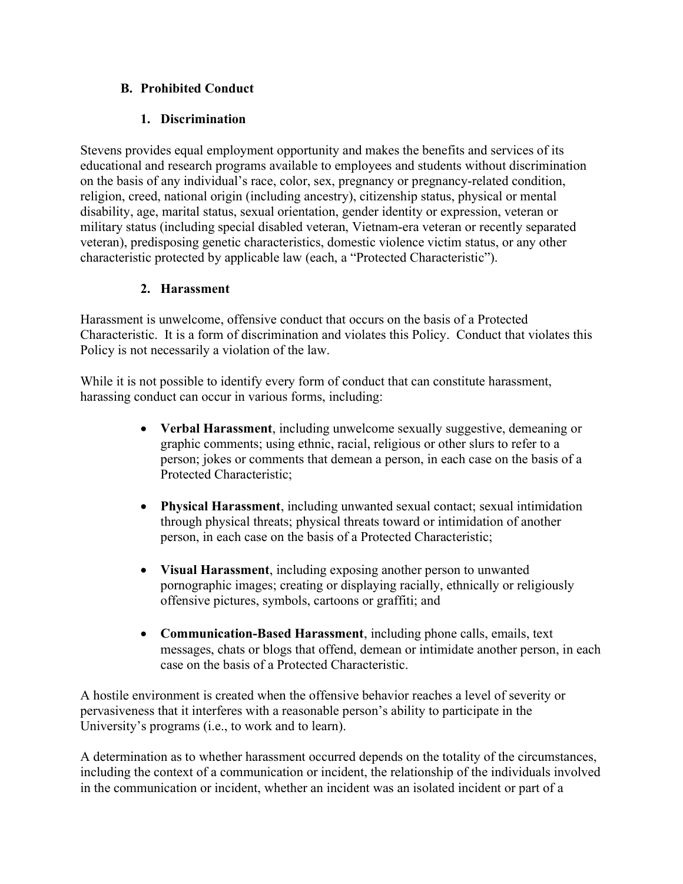### B. Prohibited Conduct

#### 1. Discrimination

Stevens provides equal employment opportunity and makes the benefits and services of its educational and research programs available to employees and students without discrimination on the basis of any individual's race, color, sex, pregnancy or pregnancy-related condition, religion, creed, national origin (including ancestry), citizenship status, physical or mental disability, age, marital status, sexual orientation, gender identity or expression, veteran or military status (including special disabled veteran, Vietnam-era veteran or recently separated veteran), predisposing genetic characteristics, domestic violence victim status, or any other characteristic protected by applicable law (each, a "Protected Characteristic").

#### 2. Harassment

Harassment is unwelcome, offensive conduct that occurs on the basis of a Protected Characteristic. It is a form of discrimination and violates this Policy. Conduct that violates this Policy is not necessarily a violation of the law.

While it is not possible to identify every form of conduct that can constitute harassment, harassing conduct can occur in various forms, including:

- **Verbal Harassment**, including unwelcome sexually suggestive, demeaning or graphic comments; using ethnic, racial, religious or other slurs to refer to a person; jokes or comments that demean a person, in each case on the basis of a Protected Characteristic;

- **Physical Harassment**, including unwanted sexual contact; sexual intimidation through physical threats; physical threats toward or intimidation of another person, in each case on the basis of a Protected Characteristic;

- **Visual Harassment**, including exposing another person to unwanted pornographic images; creating or displaying racially, ethnically or religiously offensive pictures, symbols, cartoons or graffiti; and

- **Communication-Based Harassment**, including phone calls, emails, text messages, chats or blogs that offend, demean or intimidate another person, in each case on the basis of a Protected Characteristic.

A hostile environment is created when the offensive behavior reaches a level of severity or pervasiveness that it interferes with a reasonable person's ability to participate in the University's programs (i.e., to work and to learn).

A determination as to whether harassment occurred depends on the totality of the circumstances, including the context of a communication or incident, the relationship of the individuals involved in the communication or incident, whether an incident was an isolated incident or part of a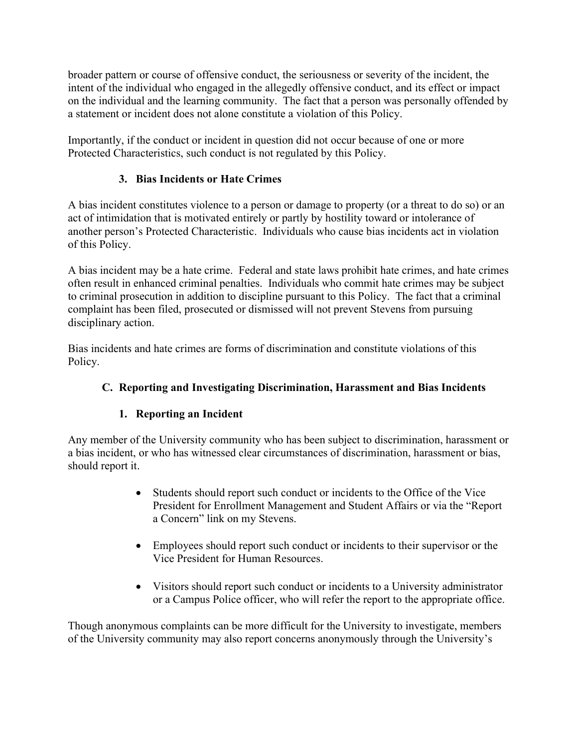broader pattern or course of offensive conduct, the seriousness or severity of the incident, the intent of the individual who engaged in the allegedly offensive conduct, and its effect or impact on the individual and the learning community. The fact that a person was personally offended by a statement or incident does not alone constitute a violation of this Policy.

Importantly, if the conduct or incident in question did not occur because of one or more Protected Characteristics, such conduct is not regulated by this Policy.

#### 3. Bias Incidents or Hate Crimes

A bias incident constitutes violence to a person or damage to property (or a threat to do so) or an act of intimidation that is motivated entirely or partly by hostility toward or intolerance of another person's Protected Characteristic. Individuals who cause bias incidents act in violation of this Policy.

A bias incident may be a hate crime. Federal and state laws prohibit hate crimes, and hate crimes often result in enhanced criminal penalties. Individuals who commit hate crimes may be subject to criminal prosecution in addition to discipline pursuant to this Policy. The fact that a criminal complaint has been filed, prosecuted or dismissed will not prevent Stevens from pursuing disciplinary action.

Bias incidents and hate crimes are forms of discrimination and constitute violations of this Policy.

### C. Reporting and Investigating Discrimination, Harassment and Bias Incidents

#### 1. Reporting an Incident

Any member of the University community who has been subject to discrimination, harassment or a bias incident, or who has witnessed clear circumstances of discrimination, harassment or bias, should report it.

- Students should report such conduct or incidents to the Office of the Vice President for Enrollment Management and Student Affairs or via the "Report a Concern" link on my Stevens.
- Employees should report such conduct or incidents to their supervisor or the Vice President for Human Resources.
- Visitors should report such conduct or incidents to a University administrator or a Campus Police officer, who will refer the report to the appropriate office.

Though anonymous complaints can be more difficult for the University to investigate, members of the University community may also report concerns anonymously through the University's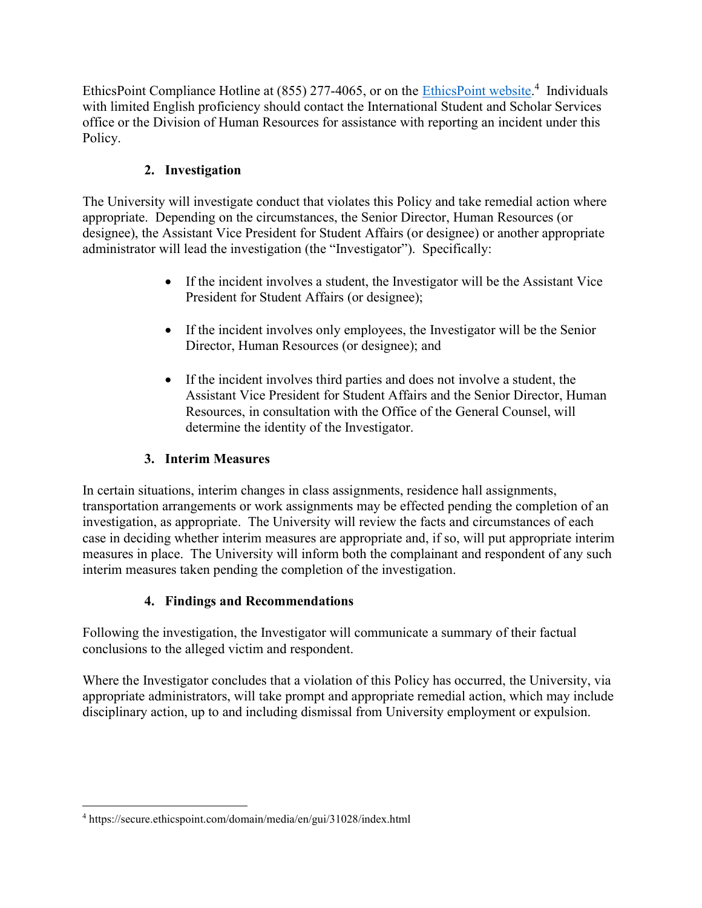EthicsPoint Compliance Hotline at (855) 277-4065, or on the [EthicsPoint website](https://secure.ethicspoint.com/domain/media/en/gui/31028/index.html).[4] Individuals with limited English proficiency should contact the International Student and Scholar Services office or the Division of Human Resources for assistance with reporting an incident under this Policy.

### 2. Investigation

The University will investigate conduct that violates this Policy and take remedial action where appropriate. Depending on the circumstances, the Senior Director, Human Resources (or designee), the Assistant Vice President for Student Affairs (or designee) or another appropriate administrator will lead the investigation (the "Investigator"). Specifically:

- If the incident involves a student, the Investigator will be the Assistant Vice President for Student Affairs (or designee);
- If the incident involves only employees, the Investigator will be the Senior Director, Human Resources (or designee); and
- If the incident involves third parties and does not involve a student, the Assistant Vice President for Student Affairs and the Senior Director, Human Resources, in consultation with the Office of the General Counsel, will determine the identity of the Investigator.

### 3. Interim Measures

In certain situations, interim changes in class assignments, residence hall assignments, transportation arrangements or work assignments may be effected pending the completion of an investigation, as appropriate. The University will review the facts and circumstances of each case in deciding whether interim measures are appropriate and, if so, will put appropriate interim measures in place. The University will inform both the complainant and respondent of any such interim measures taken pending the completion of the investigation.

### 4. Findings and Recommendations

Following the investigation, the Investigator will communicate a summary of their factual conclusions to the alleged victim and respondent.

Where the Investigator concludes that a violation of this Policy has occurred, the University, via appropriate administrators, will take prompt and appropriate remedial action, which may include disciplinary action, up to and including dismissal from University employment or expulsion.

---

[4] https://secure.ethicspoint.com/domain/media/en/gui/31028/index.html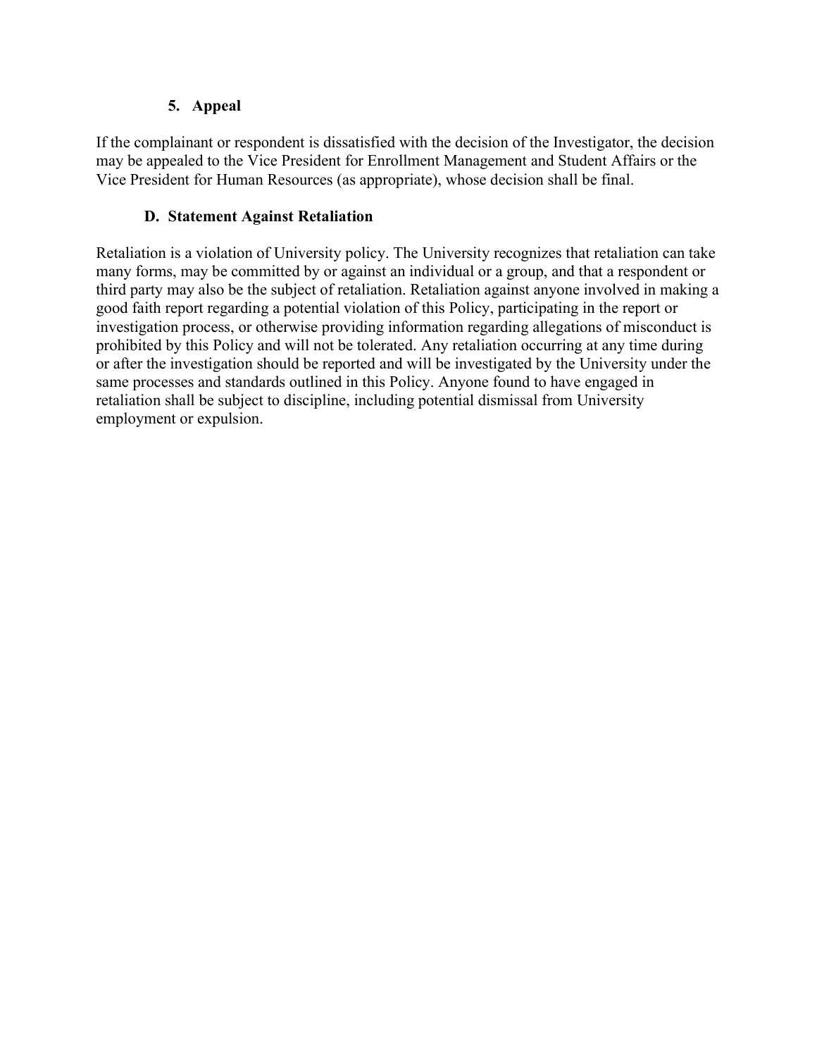#### 5. Appeal

If the complainant or respondent is dissatisfied with the decision of the Investigator, the decision may be appealed to the Vice President for Enrollment Management and Student Affairs or the Vice President for Human Resources (as appropriate), whose decision shall be final.

### D. Statement Against Retaliation

Retaliation is a violation of University policy. The University recognizes that retaliation can take many forms, may be committed by or against an individual or a group, and that a respondent or third party may also be the subject of retaliation. Retaliation against anyone involved in making a good faith report regarding a potential violation of this Policy, participating in the report or investigation process, or otherwise providing information regarding allegations of misconduct is prohibited by this Policy and will not be tolerated. Any retaliation occurring at any time during or after the investigation should be reported and will be investigated by the University under the same processes and standards outlined in this Policy. Anyone found to have engaged in retaliation shall be subject to discipline, including potential dismissal from University employment or expulsion.